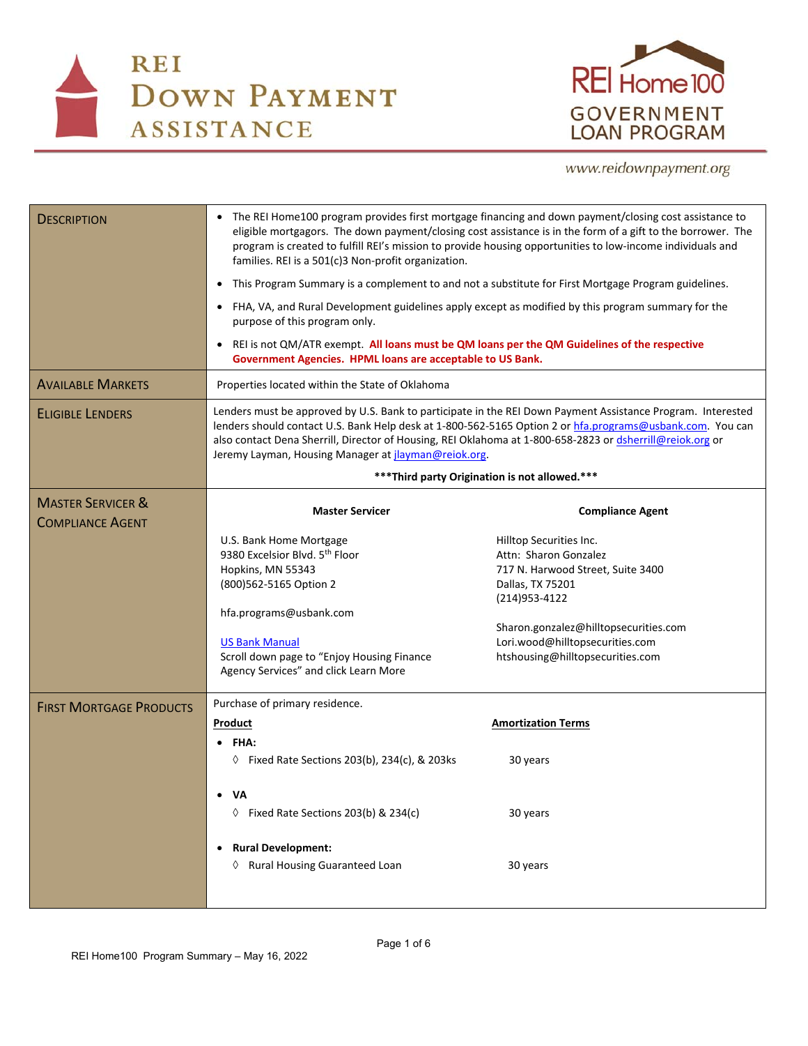# REI Down Payment Assistance

# REI Home100 Government Loan Program

www.reidownpayment.org

| | |
|---|---|
| **Description** | • The REI Home100 program provides first mortgage financing and down payment/closing cost assistance to eligible mortgagors. The down payment/closing cost assistance is in the form of a gift to the borrower. The program is created to fulfill REI's mission to provide housing opportunities to low-income individuals and families. REI is a 501(c)3 Non-profit organization.<br>• This Program Summary is a complement to and not a substitute for First Mortgage Program guidelines.<br>• FHA, VA, and Rural Development guidelines apply except as modified by this program summary for the purpose of this program only.<br>• REI is not QM/ATR exempt. **All loans must be QM loans per the QM Guidelines of the respective Government Agencies. HPML loans are acceptable to US Bank.** |
| **Available Markets** | Properties located within the State of Oklahoma |
| **Eligible Lenders** | Lenders must be approved by U.S. Bank to participate in the REI Down Payment Assistance Program. Interested lenders should contact U.S. Bank Help desk at 1-800-562-5165 Option 2 or hfa.programs@usbank.com. You can also contact Dena Sherrill, Director of Housing, REI Oklahoma at 1-800-658-2823 or dsherrill@reiok.org or Jeremy Layman, Housing Manager at jlayman@reiok.org.<br>**\*\*\*Third party Origination is not allowed.\*\*\*** |
| **Master Servicer & Compliance Agent** | **Master Servicer**<br>U.S. Bank Home Mortgage<br>9380 Excelsior Blvd. 5th Floor<br>Hopkins, MN 55343<br>(800)562-5165 Option 2<br>hfa.programs@usbank.com<br>US Bank Manual<br>Scroll down page to "Enjoy Housing Finance Agency Services" and click Learn More<br><br>**Compliance Agent**<br>Hilltop Securities Inc.<br>Attn: Sharon Gonzalez<br>717 N. Harwood Street, Suite 3400<br>Dallas, TX 75201<br>(214)953-4122<br>Sharon.gonzalez@hilltopsecurities.com<br>Lori.wood@hilltopsecurities.com<br>htshousing@hilltopsecurities.com |
| **First Mortgage Products** | Purchase of primary residence.<br><br>**Product** — **Amortization Terms**<br>• **FHA:**<br>◊ Fixed Rate Sections 203(b), 234(c), & 203ks — 30 years<br>• **VA**<br>◊ Fixed Rate Sections 203(b) & 234(c) — 30 years<br>• **Rural Development:**<br>◊ Rural Housing Guaranteed Loan — 30 years |

REI Home100 Program Summary – May 16, 2022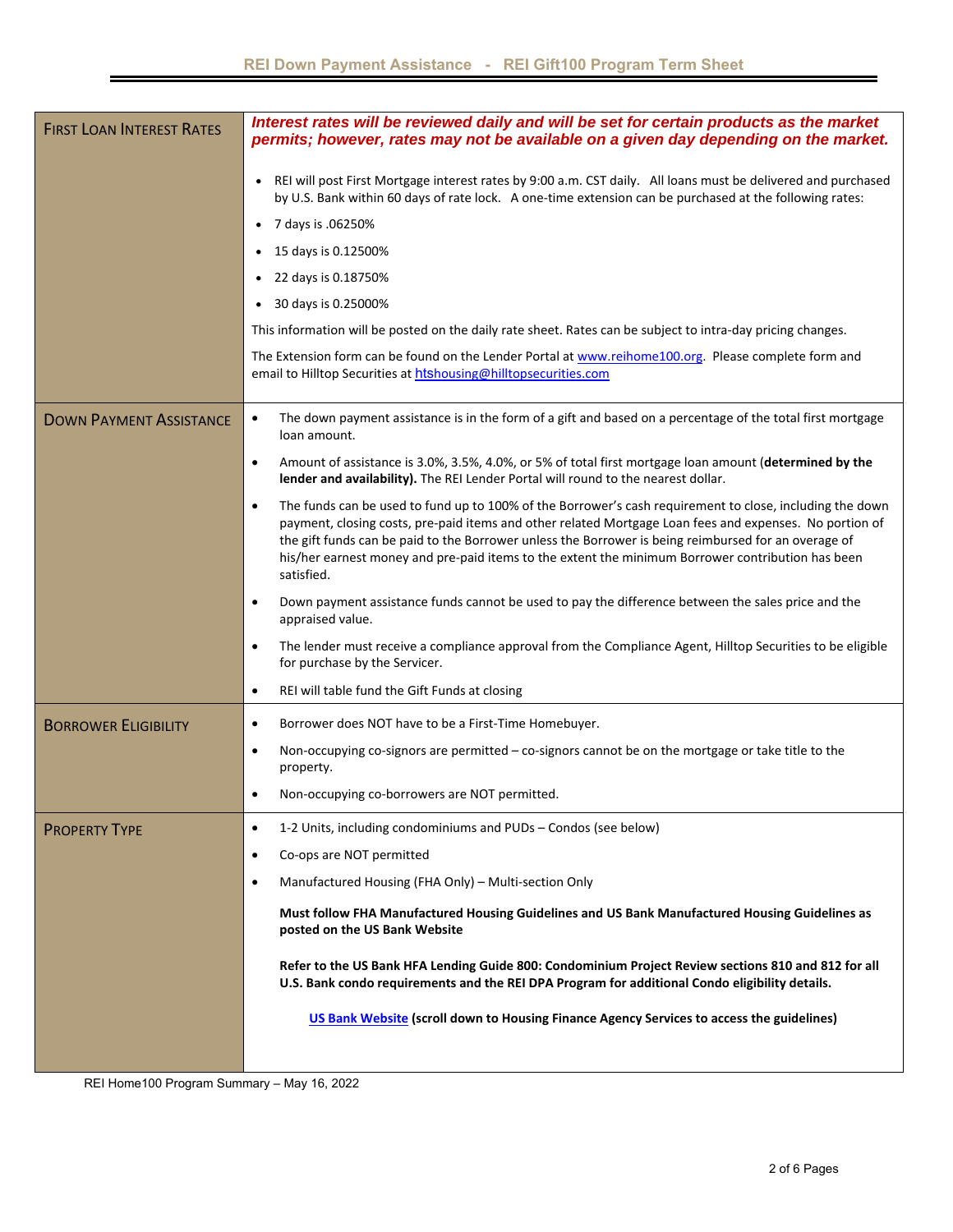| | |
|---|---|
| **FIRST LOAN INTEREST RATES** | ***Interest rates will be reviewed daily and will be set for certain products as the market permits; however, rates may not be available on a given day depending on the market.*** <br><br> • REI will post First Mortgage interest rates by 9:00 a.m. CST daily. All loans must be delivered and purchased by U.S. Bank within 60 days of rate lock. A one-time extension can be purchased at the following rates: <br> • 7 days is .06250% <br> • 15 days is 0.12500% <br> • 22 days is 0.18750% <br> • 30 days is 0.25000% <br><br> This information will be posted on the daily rate sheet. Rates can be subject to intra-day pricing changes. <br><br> The Extension form can be found on the Lender Portal at www.reihome100.org. Please complete form and email to Hilltop Securities at htshousing@hilltopsecurities.com |
| **DOWN PAYMENT ASSISTANCE** | • The down payment assistance is in the form of a gift and based on a percentage of the total first mortgage loan amount. <br> • Amount of assistance is 3.0%, 3.5%, 4.0%, or 5% of total first mortgage loan amount (**determined by the lender and availability).** The REI Lender Portal will round to the nearest dollar. <br> • The funds can be used to fund up to 100% of the Borrower's cash requirement to close, including the down payment, closing costs, pre-paid items and other related Mortgage Loan fees and expenses. No portion of the gift funds can be paid to the Borrower unless the Borrower is being reimbursed for an overage of his/her earnest money and pre-paid items to the extent the minimum Borrower contribution has been satisfied. <br> • Down payment assistance funds cannot be used to pay the difference between the sales price and the appraised value. <br> • The lender must receive a compliance approval from the Compliance Agent, Hilltop Securities to be eligible for purchase by the Servicer. <br> • REI will table fund the Gift Funds at closing |
| **BORROWER ELIGIBILITY** | • Borrower does NOT have to be a First-Time Homebuyer. <br> • Non-occupying co-signors are permitted – co-signors cannot be on the mortgage or take title to the property. <br> • Non-occupying co-borrowers are NOT permitted. |
| **PROPERTY TYPE** | • 1-2 Units, including condominiums and PUDs – Condos (see below) <br> • Co-ops are NOT permitted <br> • Manufactured Housing (FHA Only) – Multi-section Only <br><br> **Must follow FHA Manufactured Housing Guidelines and US Bank Manufactured Housing Guidelines as posted on the US Bank Website** <br><br> **Refer to the US Bank HFA Lending Guide 800: Condominium Project Review sections 810 and 812 for all U.S. Bank condo requirements and the REI DPA Program for additional Condo eligibility details.** <br><br> **US Bank Website (scroll down to Housing Finance Agency Services to access the guidelines)** |

REI Home100 Program Summary – May 16, 2022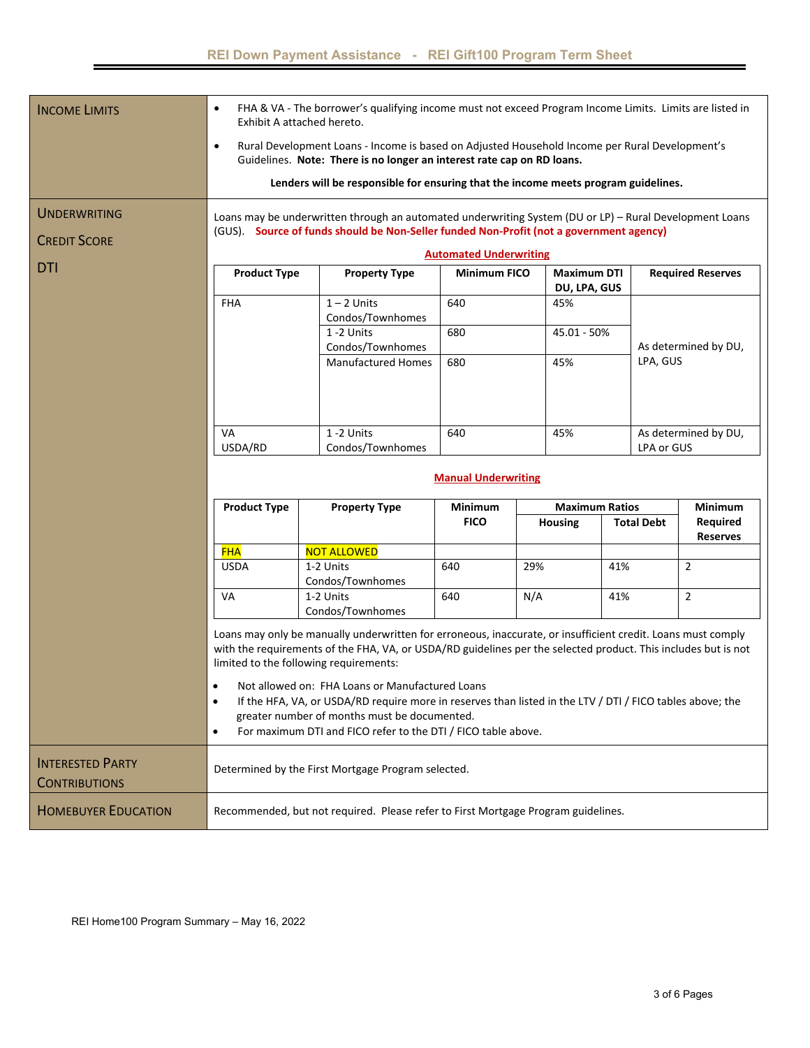## INCOME LIMITS

- FHA & VA - The borrower's qualifying income must not exceed Program Income Limits. Limits are listed in Exhibit A attached hereto.
- Rural Development Loans - Income is based on Adjusted Household Income per Rural Development's Guidelines. **Note: There is no longer an interest rate cap on RD loans.**

**Lenders will be responsible for ensuring that the income meets program guidelines.**

## UNDERWRITING

## CREDIT SCORE

## DTI

Loans may be underwritten through an automated underwriting System (DU or LP) – Rural Development Loans (GUS). **Source of funds should be Non-Seller funded Non-Profit (not a government agency)**

**Automated Underwriting**

| Product Type | Property Type | Minimum FICO | Maximum DTI DU, LPA, GUS | Required Reserves |
|---|---|---|---|---|
| FHA | 1 – 2 Units Condos/Townhomes | 640 | 45% | As determined by DU, LPA, GUS |
| | 1 -2 Units Condos/Townhomes | 680 | 45.01 - 50% | |
| | Manufactured Homes | 680 | 45% | |
| VA USDA/RD | 1 -2 Units Condos/Townhomes | 640 | 45% | As determined by DU, LPA or GUS |

**Manual Underwriting**

| Product Type | Property Type | Minimum FICO | Maximum Ratios | | Minimum Required Reserves |
|---|---|---|---|---|---|
| | | | Housing | Total Debt | |
| FHA | NOT ALLOWED | | | | |
| USDA | 1-2 Units Condos/Townhomes | 640 | 29% | 41% | 2 |
| VA | 1-2 Units Condos/Townhomes | 640 | N/A | 41% | 2 |

Loans may only be manually underwritten for erroneous, inaccurate, or insufficient credit. Loans must comply with the requirements of the FHA, VA, or USDA/RD guidelines per the selected product. This includes but is not limited to the following requirements:

- Not allowed on: FHA Loans or Manufactured Loans
- If the HFA, VA, or USDA/RD require more in reserves than listed in the LTV / DTI / FICO tables above; the greater number of months must be documented.
- For maximum DTI and FICO refer to the DTI / FICO table above.

## INTERESTED PARTY CONTRIBUTIONS

Determined by the First Mortgage Program selected.

## HOMEBUYER EDUCATION

Recommended, but not required. Please refer to First Mortgage Program guidelines.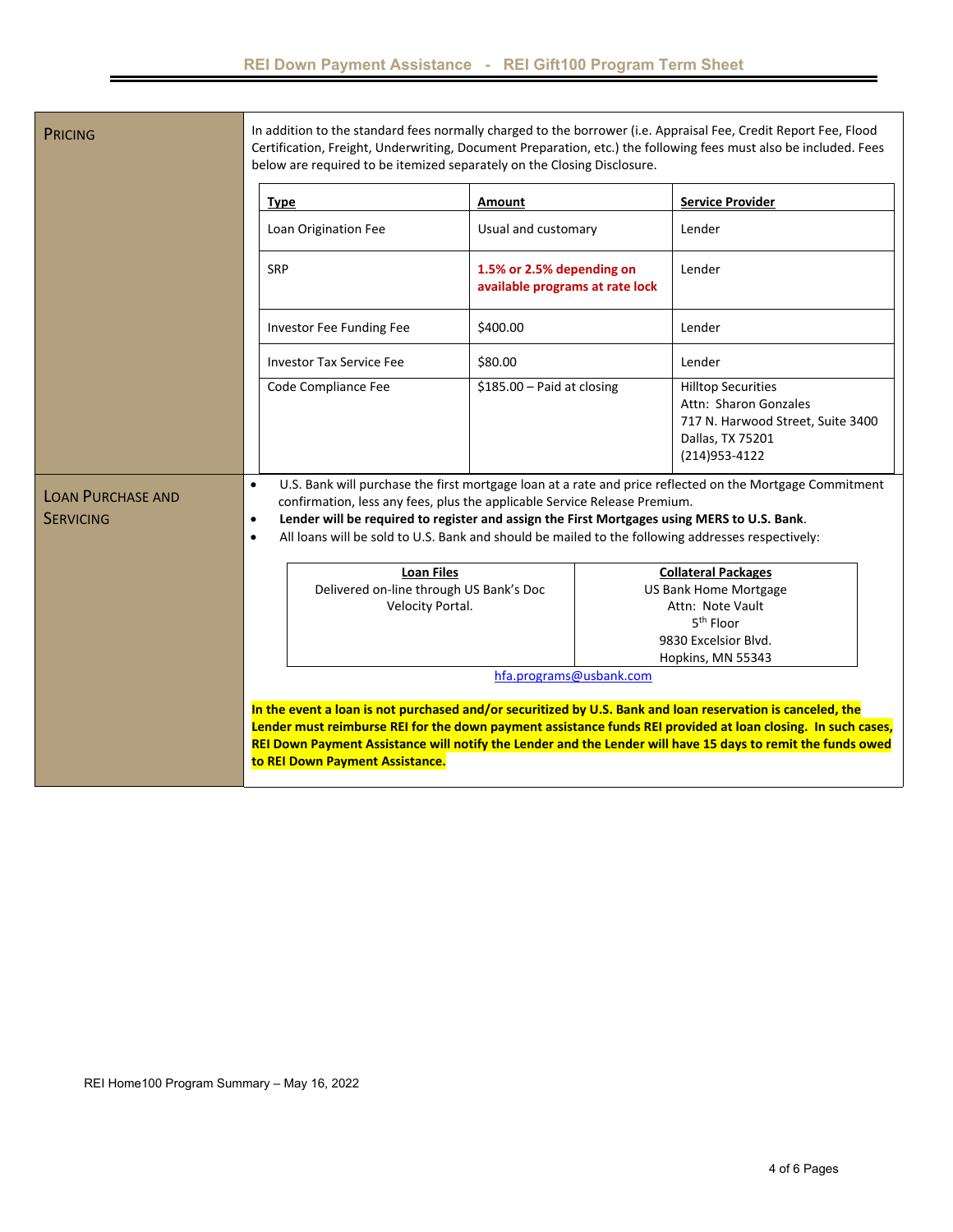## PRICING

In addition to the standard fees normally charged to the borrower (i.e. Appraisal Fee, Credit Report Fee, Flood Certification, Freight, Underwriting, Document Preparation, etc.) the following fees must also be included. Fees below are required to be itemized separately on the Closing Disclosure.

| Type | Amount | Service Provider |
|---|---|---|
| Loan Origination Fee | Usual and customary | Lender |
| SRP | **1.5% or 2.5% depending on available programs at rate lock** | Lender |
| Investor Fee Funding Fee | $400.00 | Lender |
| Investor Tax Service Fee | $80.00 | Lender |
| Code Compliance Fee | $185.00 – Paid at closing | Hilltop Securities<br>Attn: Sharon Gonzales<br>717 N. Harwood Street, Suite 3400<br>Dallas, TX 75201<br>(214)953-4122 |

## LOAN PURCHASE AND SERVICING

- U.S. Bank will purchase the first mortgage loan at a rate and price reflected on the Mortgage Commitment confirmation, less any fees, plus the applicable Service Release Premium.
- **Lender will be required to register and assign the First Mortgages using MERS to U.S. Bank**.
- All loans will be sold to U.S. Bank and should be mailed to the following addresses respectively:

| Loan Files | Collateral Packages |
|---|---|
| Delivered on-line through US Bank's Doc Velocity Portal. | US Bank Home Mortgage<br>Attn: Note Vault<br>5th Floor<br>9830 Excelsior Blvd.<br>Hopkins, MN 55343 |

hfa.programs@usbank.com

**In the event a loan is not purchased and/or securitized by U.S. Bank and loan reservation is canceled, the Lender must reimburse REI for the down payment assistance funds REI provided at loan closing. In such cases, REI Down Payment Assistance will notify the Lender and the Lender will have 15 days to remit the funds owed to REI Down Payment Assistance.**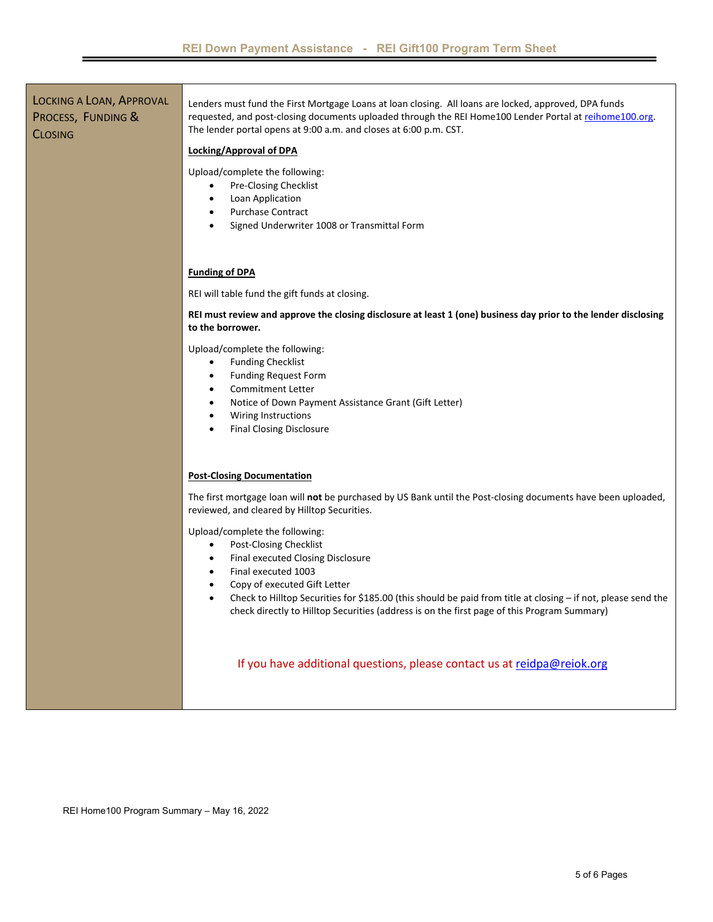## Locking a Loan, Approval Process, Funding & Closing

Lenders must fund the First Mortgage Loans at loan closing. All loans are locked, approved, DPA funds requested, and post-closing documents uploaded through the REI Home100 Lender Portal at [reihome100.org](reihome100.org). The lender portal opens at 9:00 a.m. and closes at 6:00 p.m. CST.

**Locking/Approval of DPA**

Upload/complete the following:

- Pre-Closing Checklist
- Loan Application
- Purchase Contract
- Signed Underwriter 1008 or Transmittal Form

**Funding of DPA**

REI will table fund the gift funds at closing.

**REI must review and approve the closing disclosure at least 1 (one) business day prior to the lender disclosing to the borrower.**

Upload/complete the following:

- Funding Checklist
- Funding Request Form
- Commitment Letter
- Notice of Down Payment Assistance Grant (Gift Letter)
- Wiring Instructions
- Final Closing Disclosure

**Post-Closing Documentation**

The first mortgage loan will **not** be purchased by US Bank until the Post-closing documents have been uploaded, reviewed, and cleared by Hilltop Securities.

Upload/complete the following:

- Post-Closing Checklist
- Final executed Closing Disclosure
- Final executed 1003
- Copy of executed Gift Letter
- Check to Hilltop Securities for $185.00 (this should be paid from title at closing – if not, please send the check directly to Hilltop Securities (address is on the first page of this Program Summary)

If you have additional questions, please contact us at [reidpa@reiok.org](mailto:reidpa@reiok.org)

REI Home100 Program Summary – May 16, 2022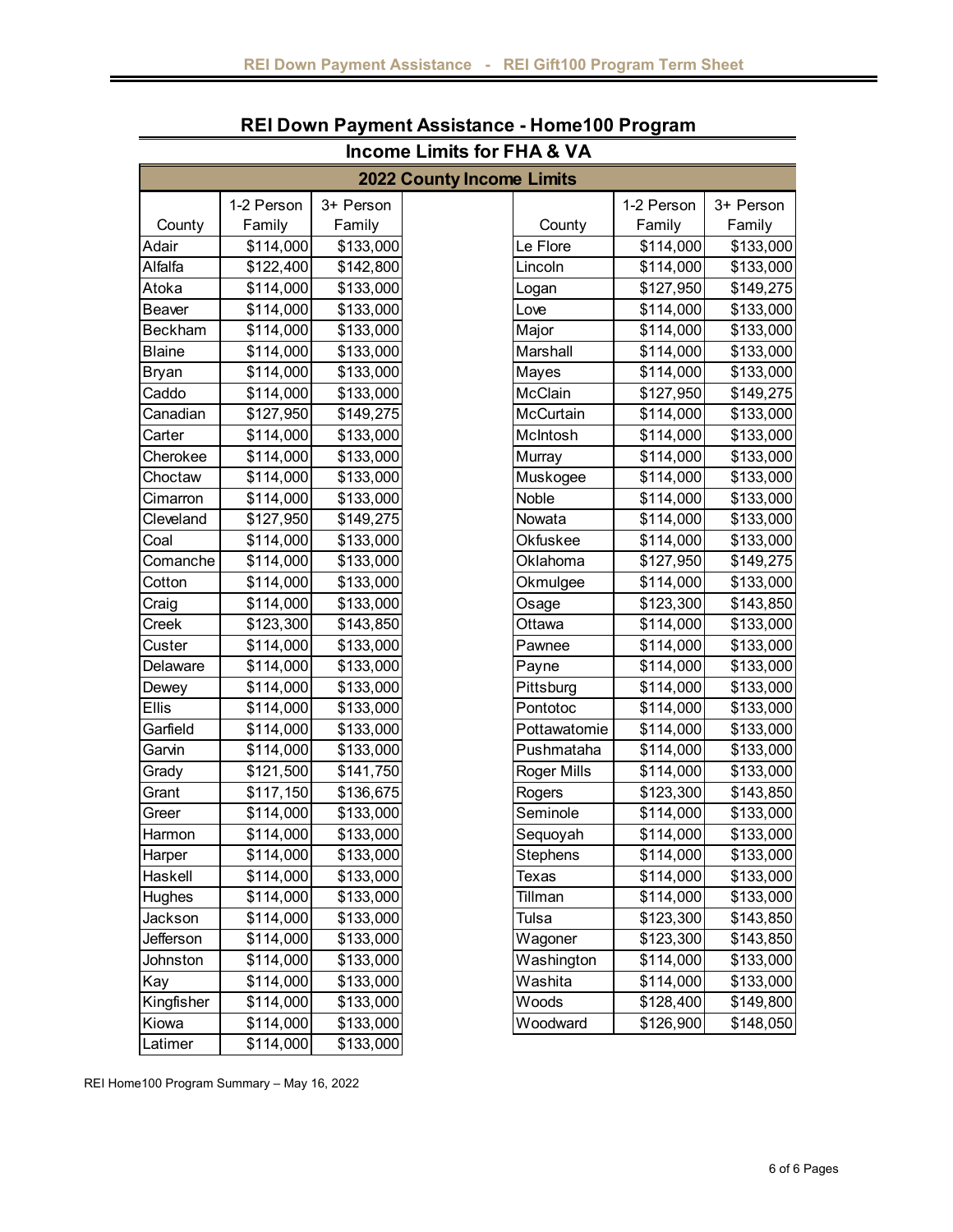## REI Down Payment Assistance - Home100 Program

### Income Limits for FHA & VA

| 2022 County Income Limits | | | | | |
|---|---|---|---|---|---|
| County | 1-2 Person Family | 3+ Person Family | County | 1-2 Person Family | 3+ Person Family |
| Adair | $114,000 | $133,000 | Le Flore | $114,000 | $133,000 |
| Alfalfa | $122,400 | $142,800 | Lincoln | $114,000 | $133,000 |
| Atoka | $114,000 | $133,000 | Logan | $127,950 | $149,275 |
| Beaver | $114,000 | $133,000 | Love | $114,000 | $133,000 |
| Beckham | $114,000 | $133,000 | Major | $114,000 | $133,000 |
| Blaine | $114,000 | $133,000 | Marshall | $114,000 | $133,000 |
| Bryan | $114,000 | $133,000 | Mayes | $114,000 | $133,000 |
| Caddo | $114,000 | $133,000 | McClain | $127,950 | $149,275 |
| Canadian | $127,950 | $149,275 | McCurtain | $114,000 | $133,000 |
| Carter | $114,000 | $133,000 | McIntosh | $114,000 | $133,000 |
| Cherokee | $114,000 | $133,000 | Murray | $114,000 | $133,000 |
| Choctaw | $114,000 | $133,000 | Muskogee | $114,000 | $133,000 |
| Cimarron | $114,000 | $133,000 | Noble | $114,000 | $133,000 |
| Cleveland | $127,950 | $149,275 | Nowata | $114,000 | $133,000 |
| Coal | $114,000 | $133,000 | Okfuskee | $114,000 | $133,000 |
| Comanche | $114,000 | $133,000 | Oklahoma | $127,950 | $149,275 |
| Cotton | $114,000 | $133,000 | Okmulgee | $114,000 | $133,000 |
| Craig | $114,000 | $133,000 | Osage | $123,300 | $143,850 |
| Creek | $123,300 | $143,850 | Ottawa | $114,000 | $133,000 |
| Custer | $114,000 | $133,000 | Pawnee | $114,000 | $133,000 |
| Delaware | $114,000 | $133,000 | Payne | $114,000 | $133,000 |
| Dewey | $114,000 | $133,000 | Pittsburg | $114,000 | $133,000 |
| Ellis | $114,000 | $133,000 | Pontotoc | $114,000 | $133,000 |
| Garfield | $114,000 | $133,000 | Pottawatomie | $114,000 | $133,000 |
| Garvin | $114,000 | $133,000 | Pushmataha | $114,000 | $133,000 |
| Grady | $121,500 | $141,750 | Roger Mills | $114,000 | $133,000 |
| Grant | $117,150 | $136,675 | Rogers | $123,300 | $143,850 |
| Greer | $114,000 | $133,000 | Seminole | $114,000 | $133,000 |
| Harmon | $114,000 | $133,000 | Sequoyah | $114,000 | $133,000 |
| Harper | $114,000 | $133,000 | Stephens | $114,000 | $133,000 |
| Haskell | $114,000 | $133,000 | Texas | $114,000 | $133,000 |
| Hughes | $114,000 | $133,000 | Tillman | $114,000 | $133,000 |
| Jackson | $114,000 | $133,000 | Tulsa | $123,300 | $143,850 |
| Jefferson | $114,000 | $133,000 | Wagoner | $123,300 | $143,850 |
| Johnston | $114,000 | $133,000 | Washington | $114,000 | $133,000 |
| Kay | $114,000 | $133,000 | Washita | $114,000 | $133,000 |
| Kingfisher | $114,000 | $133,000 | Woods | $128,400 | $149,800 |
| Kiowa | $114,000 | $133,000 | Woodward | $126,900 | $148,050 |
| Latimer | $114,000 | $133,000 | | | |

REI Home100 Program Summary – May 16, 2022